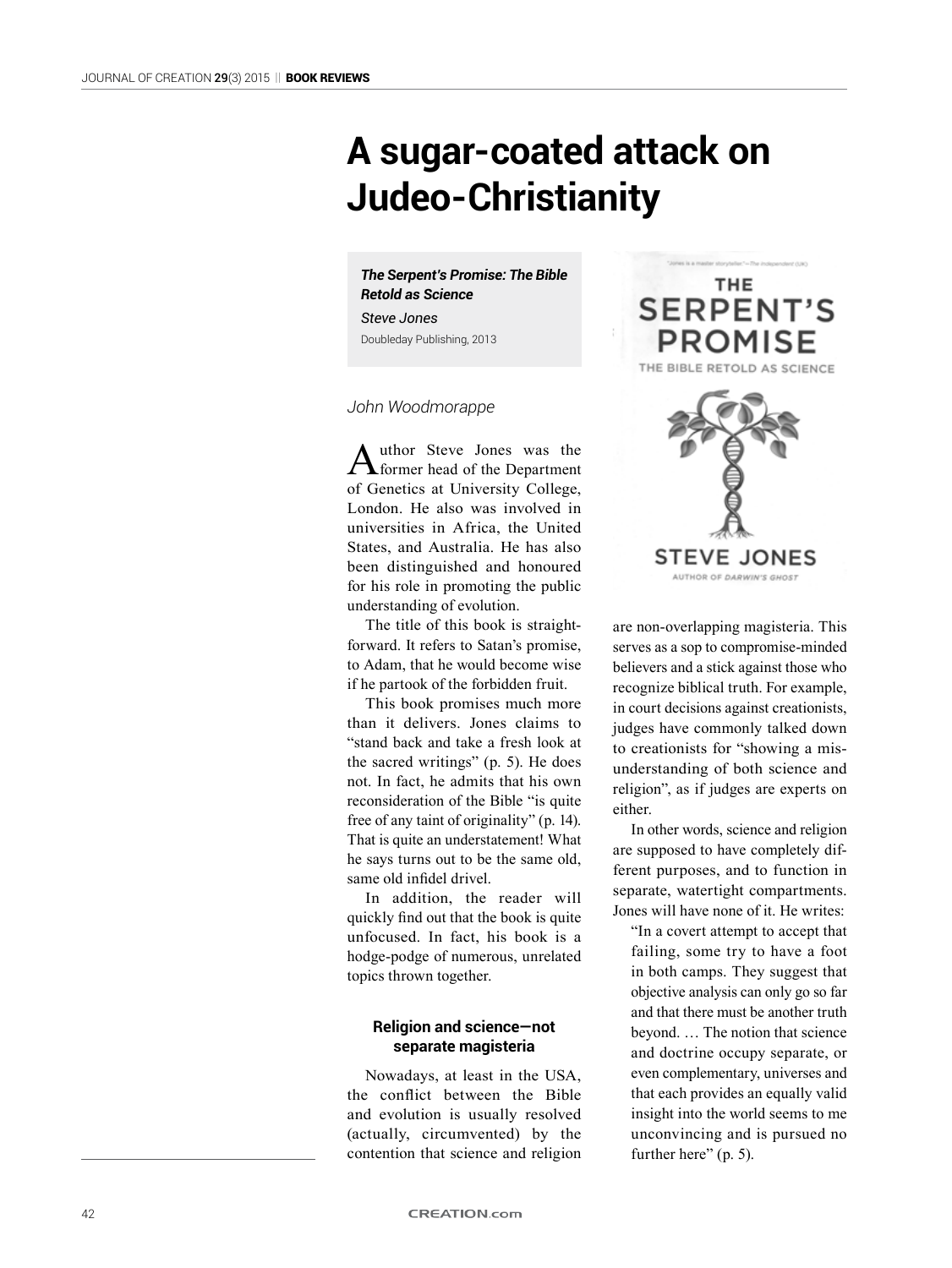# A sugar-coated attack on Judeo-Christianity

***The Serpent's Promise: The Bible Retold as Science***
*Steve Jones*
Doubleday Publishing, 2013

*John Woodmorappe*

Author Steve Jones was the former head of the Department of Genetics at University College, London. He also was involved in universities in Africa, the United States, and Australia. He has also been distinguished and honoured for his role in promoting the public understanding of evolution.

The title of this book is straightforward. It refers to Satan's promise, to Adam, that he would become wise if he partook of the forbidden fruit.

This book promises much more than it delivers. Jones claims to "stand back and take a fresh look at the sacred writings" (p. 5). He does not. In fact, he admits that his own reconsideration of the Bible "is quite free of any taint of originality" (p. 14). That is quite an understatement! What he says turns out to be the same old, same old infidel drivel.

In addition, the reader will quickly find out that the book is quite unfocused. In fact, his book is a hodge-podge of numerous, unrelated topics thrown together.

## Religion and science—not separate magisteria

Nowadays, at least in the USA, the conflict between the Bible and evolution is usually resolved (actually, circumvented) by the contention that science and religion are non-overlapping magisteria. This serves as a sop to compromise-minded believers and a stick against those who recognize biblical truth. For example, in court decisions against creationists, judges have commonly talked down to creationists for "showing a misunderstanding of both science and religion", as if judges are experts on either.

In other words, science and religion are supposed to have completely different purposes, and to function in separate, watertight compartments. Jones will have none of it. He writes:

> "In a covert attempt to accept that failing, some try to have a foot in both camps. They suggest that objective analysis can only go so far and that there must be another truth beyond. … The notion that science and doctrine occupy separate, or even complementary, universes and that each provides an equally valid insight into the world seems to me unconvincing and is pursued no further here" (p. 5).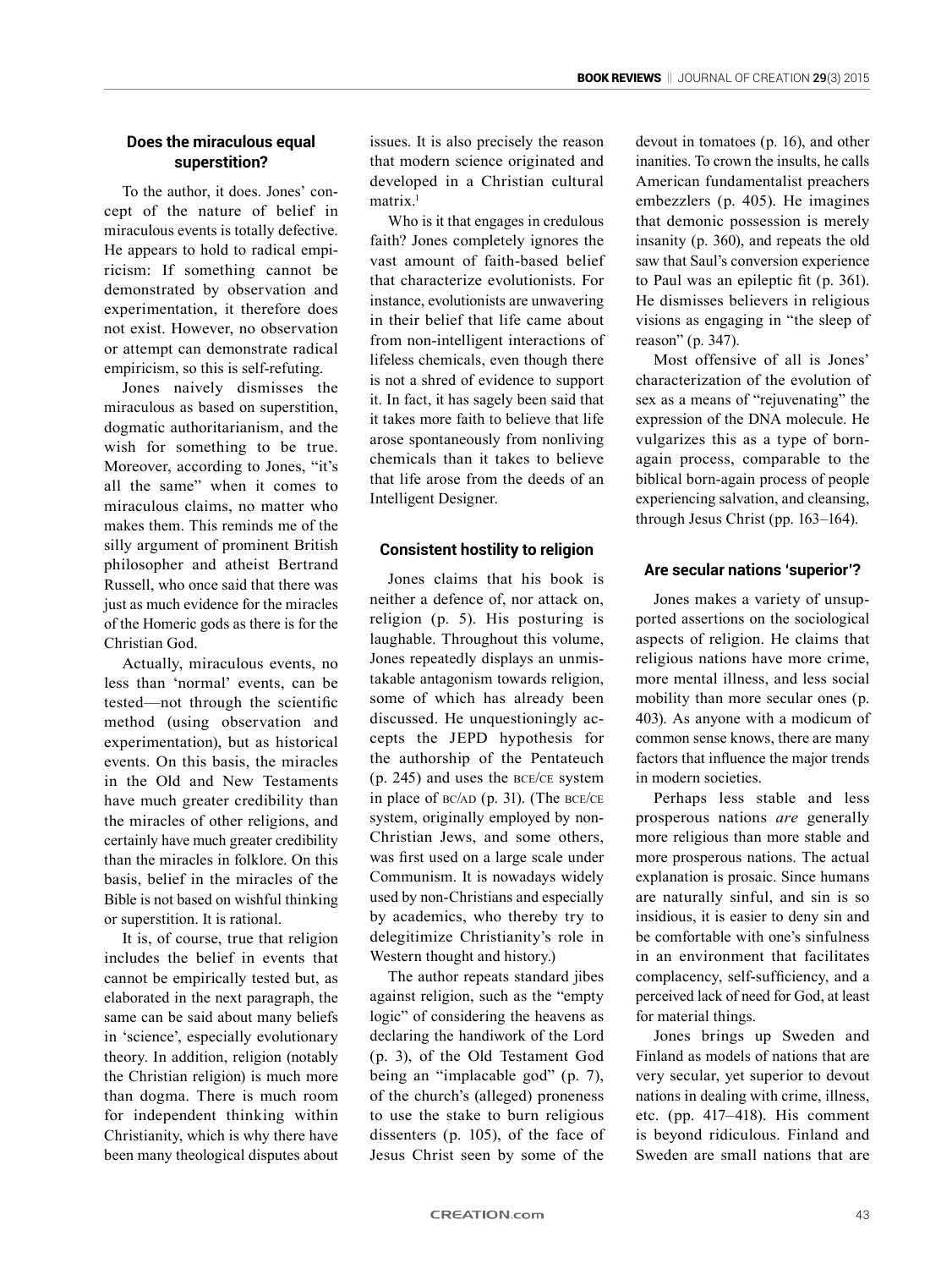### Does the miraculous equal superstition?

To the author, it does. Jones' concept of the nature of belief in miraculous events is totally defective. He appears to hold to radical empiricism: If something cannot be demonstrated by observation and experimentation, it therefore does not exist. However, no observation or attempt can demonstrate radical empiricism, so this is self-refuting.

Jones naively dismisses the miraculous as based on superstition, dogmatic authoritarianism, and the wish for something to be true. Moreover, according to Jones, "it's all the same" when it comes to miraculous claims, no matter who makes them. This reminds me of the silly argument of prominent British philosopher and atheist Bertrand Russell, who once said that there was just as much evidence for the miracles of the Homeric gods as there is for the Christian God.

Actually, miraculous events, no less than 'normal' events, can be tested—not through the scientific method (using observation and experimentation), but as historical events. On this basis, the miracles in the Old and New Testaments have much greater credibility than the miracles of other religions, and certainly have much greater credibility than the miracles in folklore. On this basis, belief in the miracles of the Bible is not based on wishful thinking or superstition. It is rational.

It is, of course, true that religion includes the belief in events that cannot be empirically tested but, as elaborated in the next paragraph, the same can be said about many beliefs in 'science', especially evolutionary theory. In addition, religion (notably the Christian religion) is much more than dogma. There is much room for independent thinking within Christianity, which is why there have been many theological disputes about issues. It is also precisely the reason that modern science originated and developed in a Christian cultural matrix.[1]

Who is it that engages in credulous faith? Jones completely ignores the vast amount of faith-based belief that characterize evolutionists. For instance, evolutionists are unwavering in their belief that life came about from non-intelligent interactions of lifeless chemicals, even though there is not a shred of evidence to support it. In fact, it has sagely been said that it takes more faith to believe that life arose spontaneously from nonliving chemicals than it takes to believe that life arose from the deeds of an Intelligent Designer.

### Consistent hostility to religion

Jones claims that his book is neither a defence of, nor attack on, religion (p. 5). His posturing is laughable. Throughout this volume, Jones repeatedly displays an unmistakable antagonism towards religion, some of which has already been discussed. He unquestioningly accepts the JEPD hypothesis for the authorship of the Pentateuch (p. 245) and uses the BCE/CE system in place of BC/AD (p. 31). (The BCE/CE system, originally employed by non-Christian Jews, and some others, was first used on a large scale under Communism. It is nowadays widely used by non-Christians and especially by academics, who thereby try to delegitimize Christianity's role in Western thought and history.)

The author repeats standard jibes against religion, such as the "empty logic" of considering the heavens as declaring the handiwork of the Lord (p. 3), of the Old Testament God being an "implacable god" (p. 7), of the church's (alleged) proneness to use the stake to burn religious dissenters (p. 105), of the face of Jesus Christ seen by some of the devout in tomatoes (p. 16), and other inanities. To crown the insults, he calls American fundamentalist preachers embezzlers (p. 405). He imagines that demonic possession is merely insanity (p. 360), and repeats the old saw that Saul's conversion experience to Paul was an epileptic fit (p. 361). He dismisses believers in religious visions as engaging in "the sleep of reason" (p. 347).

Most offensive of all is Jones' characterization of the evolution of sex as a means of "rejuvenating" the expression of the DNA molecule. He vulgarizes this as a type of born-again process, comparable to the biblical born-again process of people experiencing salvation, and cleansing, through Jesus Christ (pp. 163–164).

### Are secular nations 'superior'?

Jones makes a variety of unsupported assertions on the sociological aspects of religion. He claims that religious nations have more crime, more mental illness, and less social mobility than more secular ones (p. 403). As anyone with a modicum of common sense knows, there are many factors that influence the major trends in modern societies.

Perhaps less stable and less prosperous nations *are* generally more religious than more stable and more prosperous nations. The actual explanation is prosaic. Since humans are naturally sinful, and sin is so insidious, it is easier to deny sin and be comfortable with one's sinfulness in an environment that facilitates complacency, self-sufficiency, and a perceived lack of need for God, at least for material things.

Jones brings up Sweden and Finland as models of nations that are very secular, yet superior to devout nations in dealing with crime, illness, etc. (pp. 417–418). His comment is beyond ridiculous. Finland and Sweden are small nations that are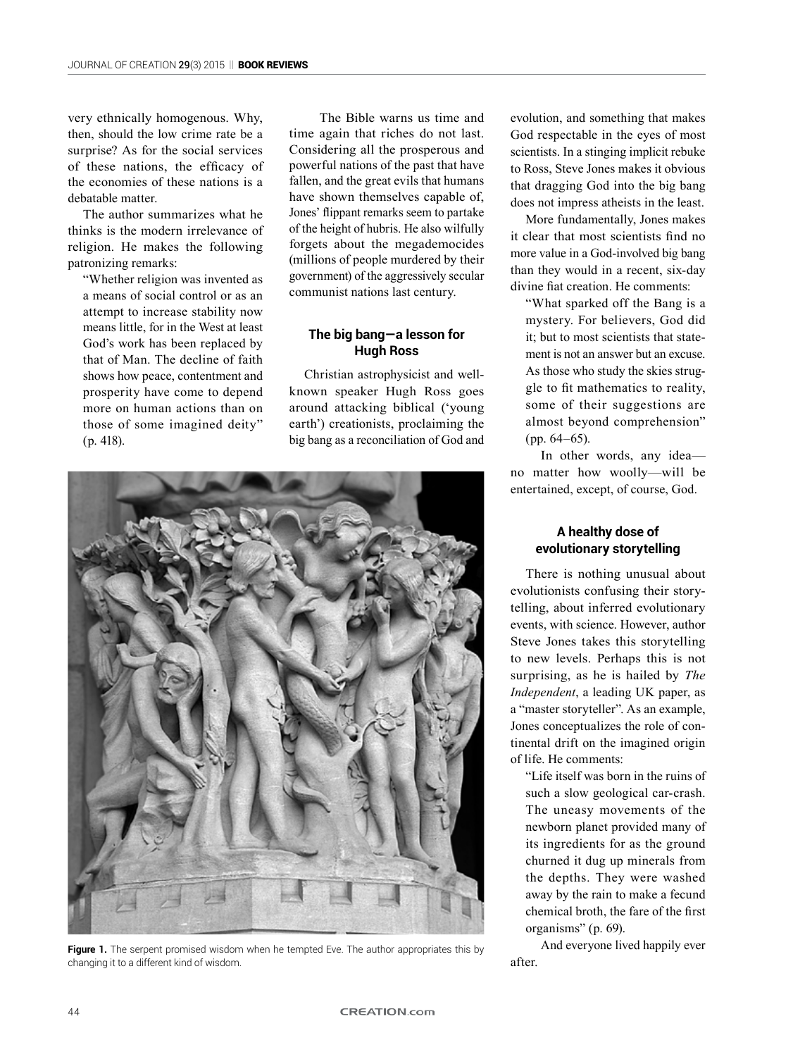very ethnically homogenous. Why, then, should the low crime rate be a surprise? As for the social services of these nations, the efficacy of the economies of these nations is a debatable matter.

The author summarizes what he thinks is the modern irrelevance of religion. He makes the following patronizing remarks:

> "Whether religion was invented as a means of social control or as an attempt to increase stability now means little, for in the West at least God's work has been replaced by that of Man. The decline of faith shows how peace, contentment and prosperity have come to depend more on human actions than on those of some imagined deity" (p. 418).

The Bible warns us time and time again that riches do not last. Considering all the prosperous and powerful nations of the past that have fallen, and the great evils that humans have shown themselves capable of, Jones' flippant remarks seem to partake of the height of hubris. He also wilfully forgets about the megademocides (millions of people murdered by their government) of the aggressively secular communist nations last century.

### The big bang—a lesson for Hugh Ross

Christian astrophysicist and well-known speaker Hugh Ross goes around attacking biblical ('young earth') creationists, proclaiming the big bang as a reconciliation of God and evolution, and something that makes God respectable in the eyes of most scientists. In a stinging implicit rebuke to Ross, Steve Jones makes it obvious that dragging God into the big bang does not impress atheists in the least.

More fundamentally, Jones makes it clear that most scientists find no more value in a God-involved big bang than they would in a recent, six-day divine fiat creation. He comments:

> "What sparked off the Bang is a mystery. For believers, God did it; but to most scientists that statement is not an answer but an excuse. As those who study the skies struggle to fit mathematics to reality, some of their suggestions are almost beyond comprehension" (pp. 64–65).

In other words, any idea—no matter how woolly—will be entertained, except, of course, God.

**Figure 1.** The serpent promised wisdom when he tempted Eve. The author appropriates this by changing it to a different kind of wisdom.

### A healthy dose of evolutionary storytelling

There is nothing unusual about evolutionists confusing their storytelling, about inferred evolutionary events, with science. However, author Steve Jones takes this storytelling to new levels. Perhaps this is not surprising, as he is hailed by *The Independent*, a leading UK paper, as a "master storyteller". As an example, Jones conceptualizes the role of continental drift on the imagined origin of life. He comments:

> "Life itself was born in the ruins of such a slow geological car-crash. The uneasy movements of the newborn planet provided many of its ingredients for as the ground churned it dug up minerals from the depths. They were washed away by the rain to make a fecund chemical broth, the fare of the first organisms" (p. 69).

And everyone lived happily ever after.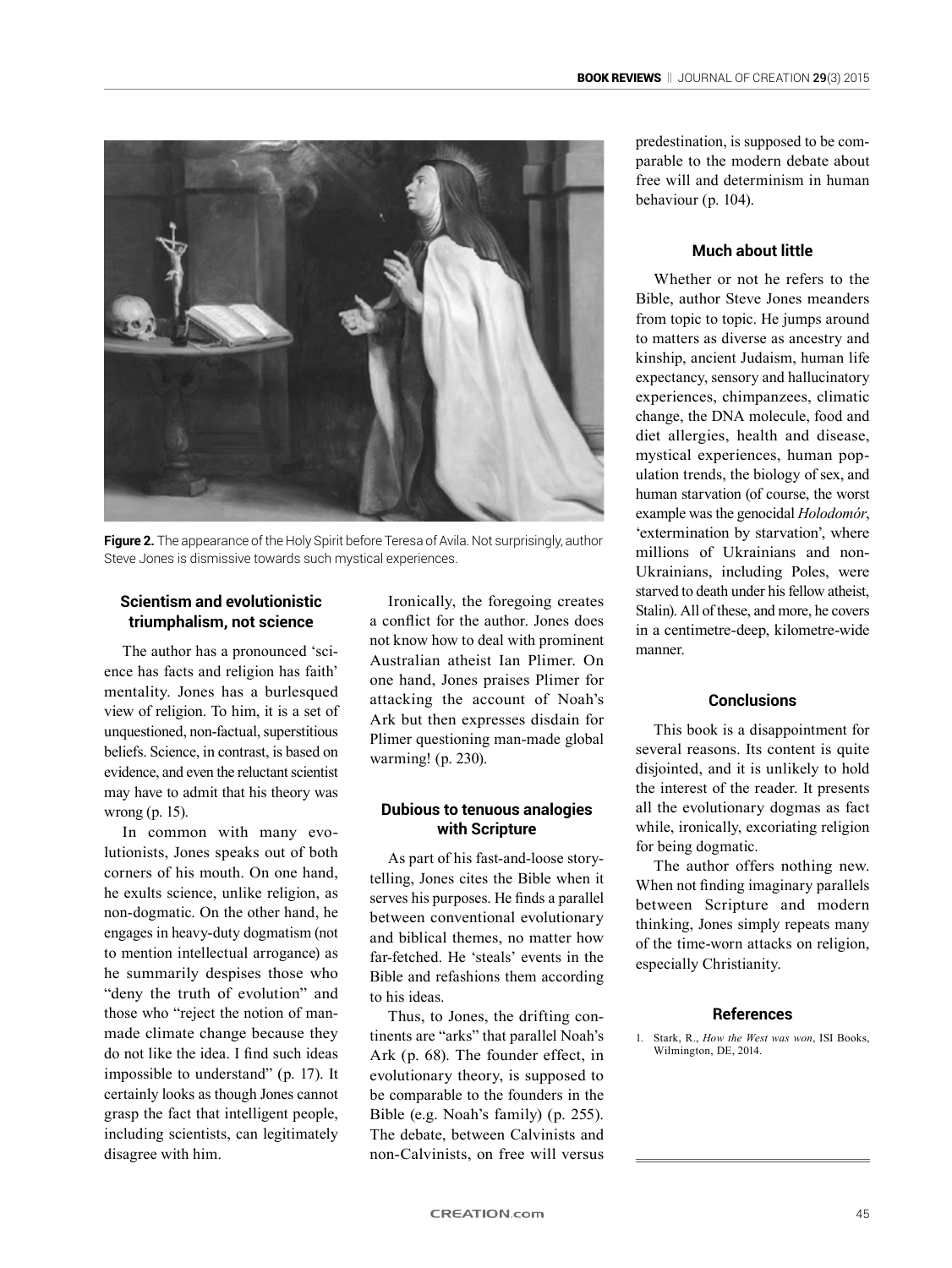**Figure 2.** The appearance of the Holy Spirit before Teresa of Avila. Not surprisingly, author Steve Jones is dismissive towards such mystical experiences.

### Scientism and evolutionistic triumphalism, not science

The author has a pronounced 'science has facts and religion has faith' mentality. Jones has a burlesqued view of religion. To him, it is a set of unquestioned, non-factual, superstitious beliefs. Science, in contrast, is based on evidence, and even the reluctant scientist may have to admit that his theory was wrong (p. 15).

In common with many evolutionists, Jones speaks out of both corners of his mouth. On one hand, he exults science, unlike religion, as non-dogmatic. On the other hand, he engages in heavy-duty dogmatism (not to mention intellectual arrogance) as he summarily despises those who "deny the truth of evolution" and those who "reject the notion of man-made climate change because they do not like the idea. I find such ideas impossible to understand" (p. 17). It certainly looks as though Jones cannot grasp the fact that intelligent people, including scientists, can legitimately disagree with him.

Ironically, the foregoing creates a conflict for the author. Jones does not know how to deal with prominent Australian atheist Ian Plimer. On one hand, Jones praises Plimer for attacking the account of Noah's Ark but then expresses disdain for Plimer questioning man-made global warming! (p. 230).

### Dubious to tenuous analogies with Scripture

As part of his fast-and-loose storytelling, Jones cites the Bible when it serves his purposes. He finds a parallel between conventional evolutionary and biblical themes, no matter how far-fetched. He 'steals' events in the Bible and refashions them according to his ideas.

Thus, to Jones, the drifting continents are "arks" that parallel Noah's Ark (p. 68). The founder effect, in evolutionary theory, is supposed to be comparable to the founders in the Bible (e.g. Noah's family) (p. 255). The debate, between Calvinists and non-Calvinists, on free will versus predestination, is supposed to be comparable to the modern debate about free will and determinism in human behaviour (p. 104).

### Much about little

Whether or not he refers to the Bible, author Steve Jones meanders from topic to topic. He jumps around to matters as diverse as ancestry and kinship, ancient Judaism, human life expectancy, sensory and hallucinatory experiences, chimpanzees, climatic change, the DNA molecule, food and diet allergies, health and disease, mystical experiences, human population trends, the biology of sex, and human starvation (of course, the worst example was the genocidal *Holodomór*, 'extermination by starvation', where millions of Ukrainians and non-Ukrainians, including Poles, were starved to death under his fellow atheist, Stalin). All of these, and more, he covers in a centimetre-deep, kilometre-wide manner.

### Conclusions

This book is a disappointment for several reasons. Its content is quite disjointed, and it is unlikely to hold the interest of the reader. It presents all the evolutionary dogmas as fact while, ironically, excoriating religion for being dogmatic.

The author offers nothing new. When not finding imaginary parallels between Scripture and modern thinking, Jones simply repeats many of the time-worn attacks on religion, especially Christianity.

### References

1. Stark, R., *How the West was won*, ISI Books, Wilmington, DE, 2014.